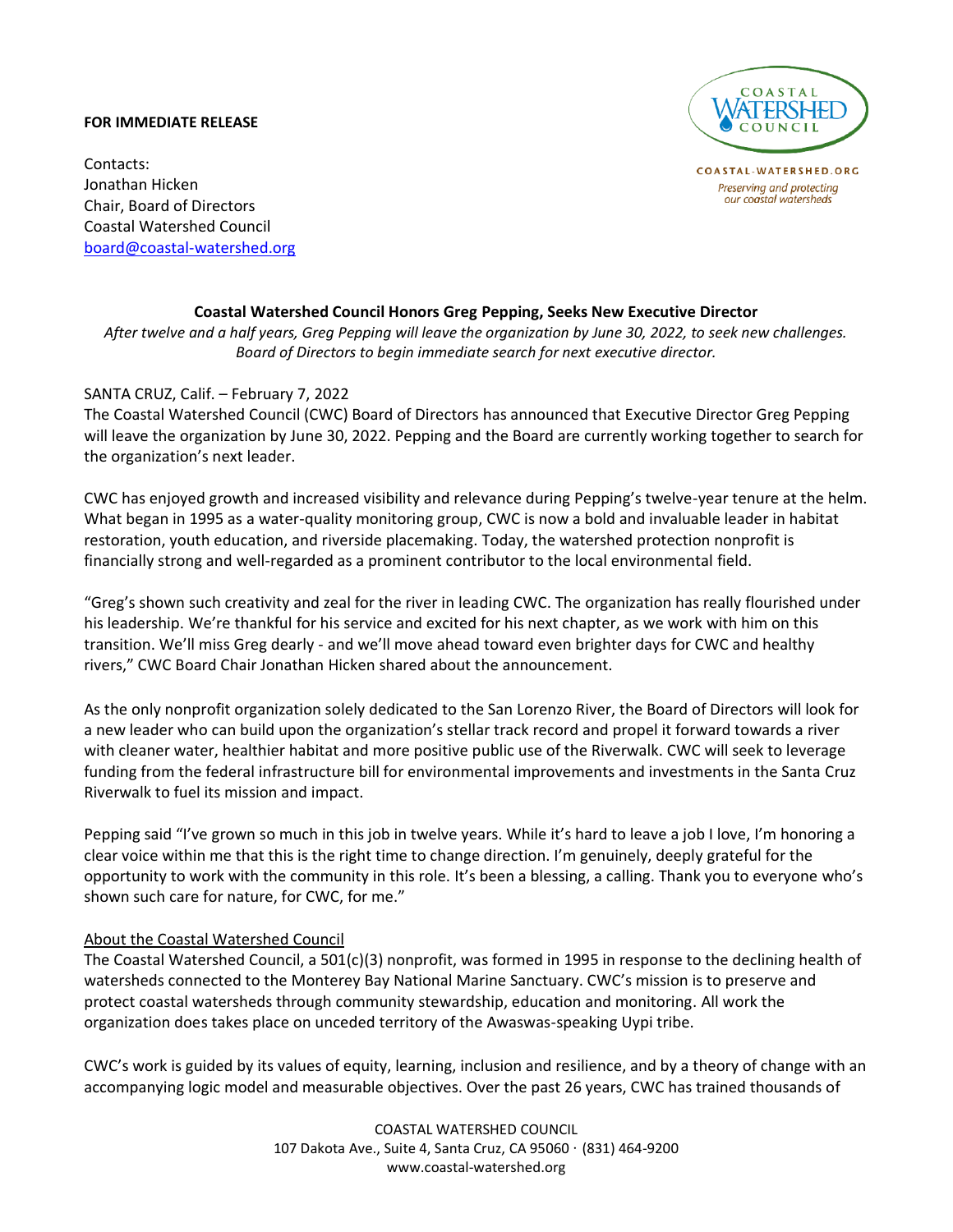**FOR IMMEDIATE RELEASE**

Contacts:
Jonathan Hicken
Chair, Board of Directors
Coastal Watershed Council
board@coastal-watershed.org

COASTAL WATERSHED COUNCIL

COASTAL-WATERSHED.ORG
*Preserving and protecting our coastal watersheds*

**Coastal Watershed Council Honors Greg Pepping, Seeks New Executive Director**

*After twelve and a half years, Greg Pepping will leave the organization by June 30, 2022, to seek new challenges. Board of Directors to begin immediate search for next executive director.*

SANTA CRUZ, Calif. – February 7, 2022
The Coastal Watershed Council (CWC) Board of Directors has announced that Executive Director Greg Pepping will leave the organization by June 30, 2022. Pepping and the Board are currently working together to search for the organization's next leader.

CWC has enjoyed growth and increased visibility and relevance during Pepping's twelve-year tenure at the helm. What began in 1995 as a water-quality monitoring group, CWC is now a bold and invaluable leader in habitat restoration, youth education, and riverside placemaking. Today, the watershed protection nonprofit is financially strong and well-regarded as a prominent contributor to the local environmental field.

"Greg's shown such creativity and zeal for the river in leading CWC. The organization has really flourished under his leadership. We're thankful for his service and excited for his next chapter, as we work with him on this transition. We'll miss Greg dearly - and we'll move ahead toward even brighter days for CWC and healthy rivers," CWC Board Chair Jonathan Hicken shared about the announcement.

As the only nonprofit organization solely dedicated to the San Lorenzo River, the Board of Directors will look for a new leader who can build upon the organization's stellar track record and propel it forward towards a river with cleaner water, healthier habitat and more positive public use of the Riverwalk. CWC will seek to leverage funding from the federal infrastructure bill for environmental improvements and investments in the Santa Cruz Riverwalk to fuel its mission and impact.

Pepping said "I've grown so much in this job in twelve years. While it's hard to leave a job I love, I'm honoring a clear voice within me that this is the right time to change direction. I'm genuinely, deeply grateful for the opportunity to work with the community in this role. It's been a blessing, a calling. Thank you to everyone who's shown such care for nature, for CWC, for me."

<u>About the Coastal Watershed Council</u>

The Coastal Watershed Council, a 501(c)(3) nonprofit, was formed in 1995 in response to the declining health of watersheds connected to the Monterey Bay National Marine Sanctuary. CWC's mission is to preserve and protect coastal watersheds through community stewardship, education and monitoring. All work the organization does takes place on unceded territory of the Awaswas-speaking Uypi tribe.

CWC's work is guided by its values of equity, learning, inclusion and resilience, and by a theory of change with an accompanying logic model and measurable objectives. Over the past 26 years, CWC has trained thousands of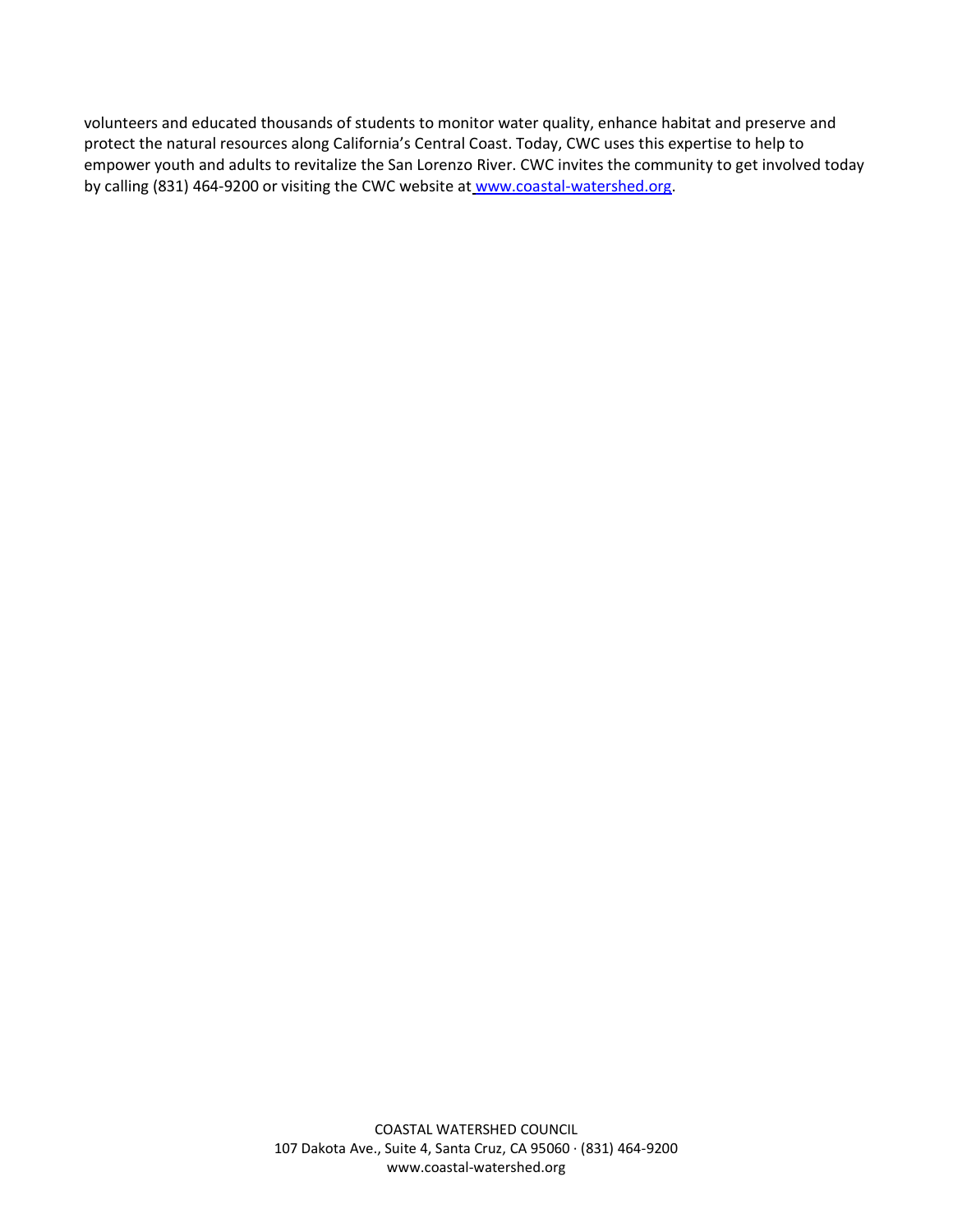volunteers and educated thousands of students to monitor water quality, enhance habitat and preserve and protect the natural resources along California's Central Coast. Today, CWC uses this expertise to help to empower youth and adults to revitalize the San Lorenzo River. CWC invites the community to get involved today by calling (831) 464-9200 or visiting the CWC website at [www.coastal-watershed.org](http://www.coastal-watershed.org).

COASTAL WATERSHED COUNCIL
107 Dakota Ave., Suite 4, Santa Cruz, CA 95060 · (831) 464-9200
www.coastal-watershed.org